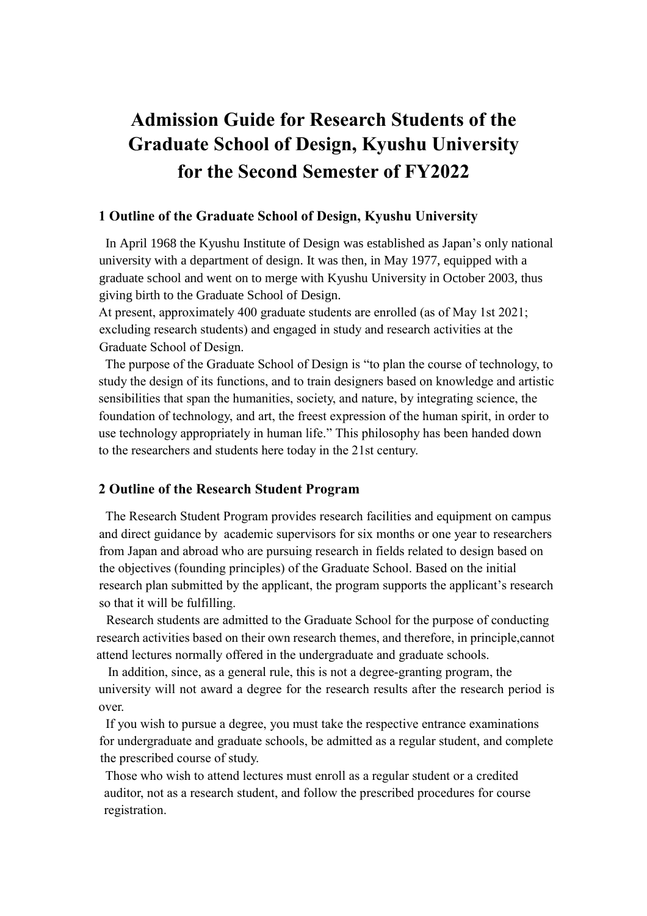# Admission Guide for Research Students of the Graduate School of Design, Kyushu University for the Second Semester of FY2022

## 1 Outline of the Graduate School of Design, Kyushu University

In April 1968 the Kyushu Institute of Design was established as Japan's only national university with a department of design. It was then, in May 1977, equipped with a graduate school and went on to merge with Kyushu University in October 2003, thus giving birth to the Graduate School of Design.

At present, approximately 400 graduate students are enrolled (as of May 1st 2021; excluding research students) and engaged in study and research activities at the Graduate School of Design.

The purpose of the Graduate School of Design is "to plan the course of technology, to study the design of its functions, and to train designers based on knowledge and artistic sensibilities that span the humanities, society, and nature, by integrating science, the foundation of technology, and art, the freest expression of the human spirit, in order to use technology appropriately in human life." This philosophy has been handed down to the researchers and students here today in the 21st century.

## 2 Outline of the Research Student Program

The Research Student Program provides research facilities and equipment on campus and direct guidance by academic supervisors for six months or one year to researchers from Japan and abroad who are pursuing research in fields related to design based on the objectives (founding principles) of the Graduate School. Based on the initial research plan submitted by the applicant, the program supports the applicant's research so that it will be fulfilling.

Research students are admitted to the Graduate School for the purpose of conducting research activities based on their own research themes, and therefore, in principle,cannot attend lectures normally offered in the undergraduate and graduate schools.

In addition, since, as a general rule, this is not a degree-granting program, the university will not award a degree for the research results after the research period is over.

If you wish to pursue a degree, you must take the respective entrance examinations for undergraduate and graduate schools, be admitted as a regular student, and complete the prescribed course of study.

Those who wish to attend lectures must enroll as a regular student or a credited auditor, not as a research student, and follow the prescribed procedures for course registration.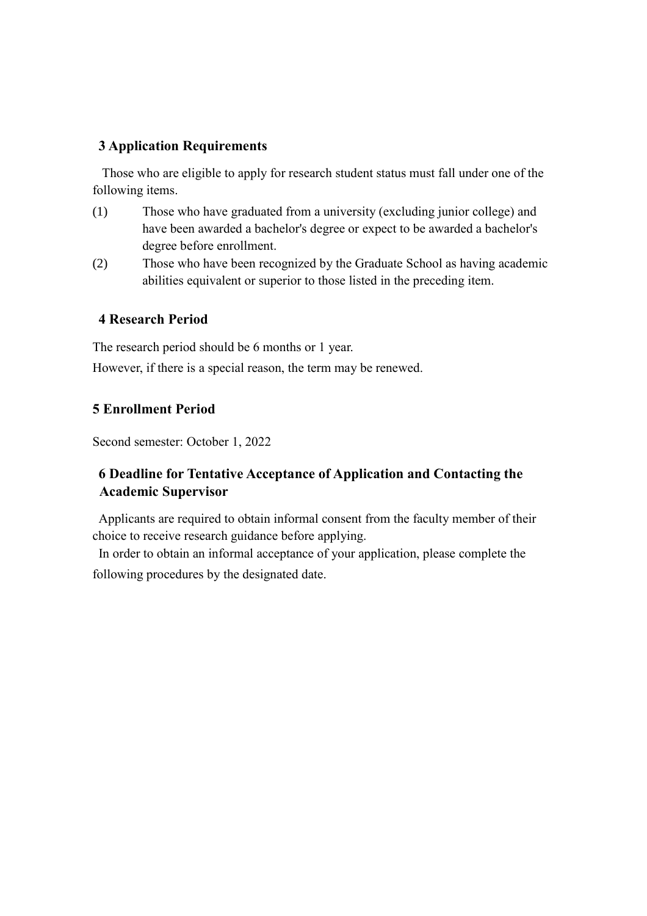## 3 Application Requirements

Those who are eligible to apply for research student status must fall under one of the following items.

(1) Those who have graduated from a university (excluding junior college) and have been awarded a bachelor's degree or expect to be awarded a bachelor's degree before enrollment.

(2) Those who have been recognized by the Graduate School as having academic abilities equivalent or superior to those listed in the preceding item.

## 4 Research Period

The research period should be 6 months or 1 year.

However, if there is a special reason, the term may be renewed.

## 5 Enrollment Period

Second semester: October 1, 2022

## 6 Deadline for Tentative Acceptance of Application and Contacting the Academic Supervisor

Applicants are required to obtain informal consent from the faculty member of their choice to receive research guidance before applying.

In order to obtain an informal acceptance of your application, please complete the following procedures by the designated date.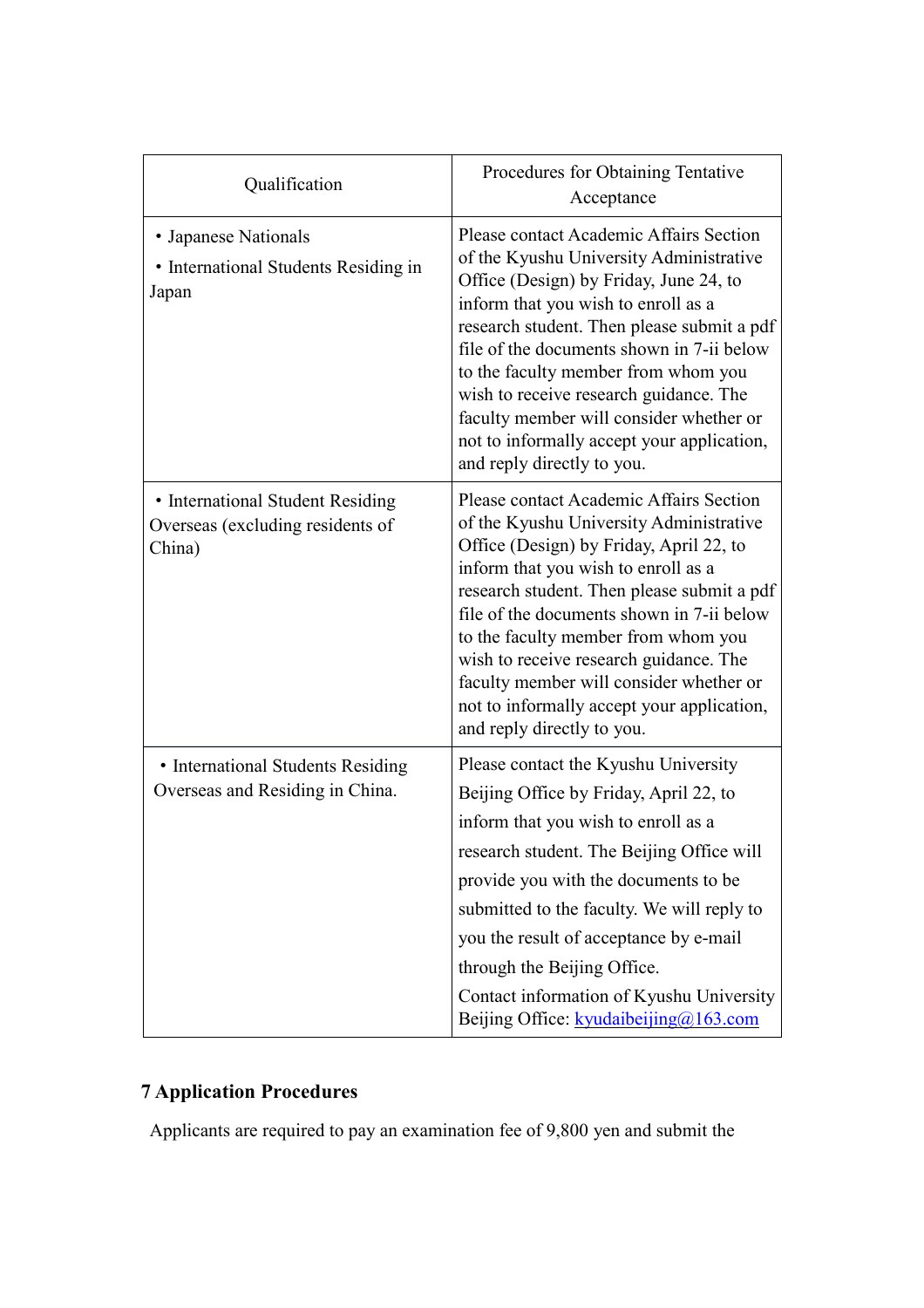| Qualification | Procedures for Obtaining Tentative Acceptance |
|---|---|
| • Japanese Nationals<br>• International Students Residing in Japan | Please contact Academic Affairs Section of the Kyushu University Administrative Office (Design) by Friday, June 24, to inform that you wish to enroll as a research student. Then please submit a pdf file of the documents shown in 7-ii below to the faculty member from whom you wish to receive research guidance. The faculty member will consider whether or not to informally accept your application, and reply directly to you. |
| • International Student Residing Overseas (excluding residents of China) | Please contact Academic Affairs Section of the Kyushu University Administrative Office (Design) by Friday, April 22, to inform that you wish to enroll as a research student. Then please submit a pdf file of the documents shown in 7-ii below to the faculty member from whom you wish to receive research guidance. The faculty member will consider whether or not to informally accept your application, and reply directly to you. |
| • International Students Residing Overseas and Residing in China. | Please contact the Kyushu University Beijing Office by Friday, April 22, to inform that you wish to enroll as a research student. The Beijing Office will provide you with the documents to be submitted to the faculty. We will reply to you the result of acceptance by e-mail through the Beijing Office.<br>Contact information of Kyushu University Beijing Office: kyudaibeijing@163.com |

## 7 Application Procedures

Applicants are required to pay an examination fee of 9,800 yen and submit the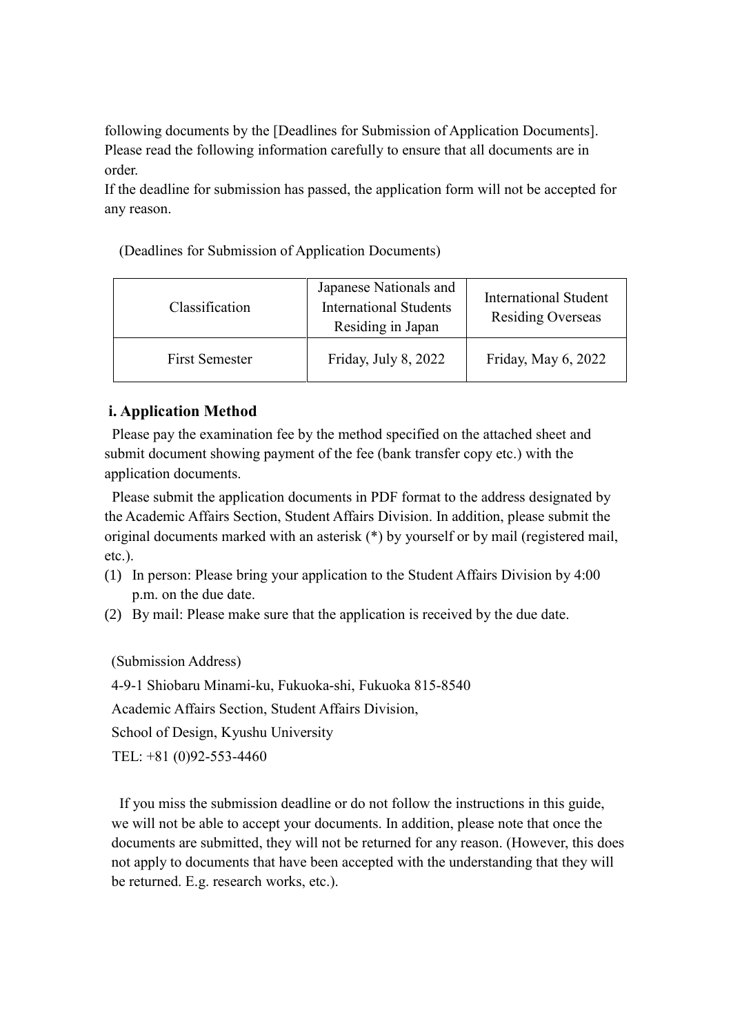following documents by the [Deadlines for Submission of Application Documents]. Please read the following information carefully to ensure that all documents are in order.
If the deadline for submission has passed, the application form will not be accepted for any reason.

(Deadlines for Submission of Application Documents)

| Classification | Japanese Nationals and International Students Residing in Japan | International Student Residing Overseas |
| --- | --- | --- |
| First Semester | Friday, July 8, 2022 | Friday, May 6, 2022 |

### i. Application Method

Please pay the examination fee by the method specified on the attached sheet and submit document showing payment of the fee (bank transfer copy etc.) with the application documents.

Please submit the application documents in PDF format to the address designated by the Academic Affairs Section, Student Affairs Division. In addition, please submit the original documents marked with an asterisk (*) by yourself or by mail (registered mail, etc.).

(1) In person: Please bring your application to the Student Affairs Division by 4:00 p.m. on the due date.
(2) By mail: Please make sure that the application is received by the due date.

(Submission Address)

4-9-1 Shiobaru Minami-ku, Fukuoka-shi, Fukuoka 815-8540

Academic Affairs Section, Student Affairs Division,

School of Design, Kyushu University

TEL: +81 (0)92-553-4460

If you miss the submission deadline or do not follow the instructions in this guide, we will not be able to accept your documents. In addition, please note that once the documents are submitted, they will not be returned for any reason. (However, this does not apply to documents that have been accepted with the understanding that they will be returned. E.g. research works, etc.).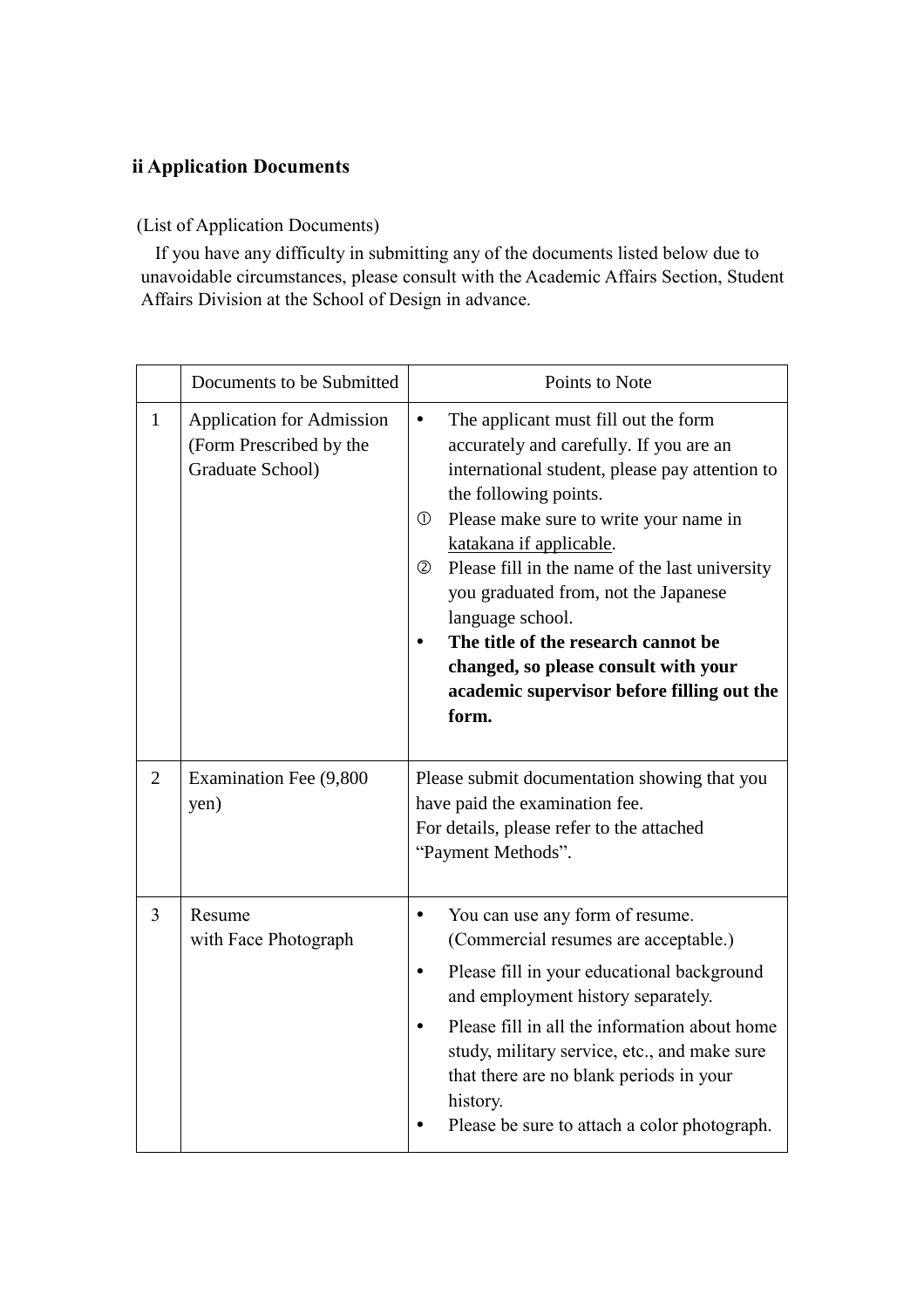## ii Application Documents

(List of Application Documents)

If you have any difficulty in submitting any of the documents listed below due to unavoidable circumstances, please consult with the Academic Affairs Section, Student Affairs Division at the School of Design in advance.

| | Documents to be Submitted | Points to Note |
|---|---|---|
| 1 | Application for Admission (Form Prescribed by the Graduate School) | • The applicant must fill out the form accurately and carefully. If you are an international student, please pay attention to the following points.<br>① Please make sure to write your name in <u>katakana if applicable</u>.<br>② Please fill in the name of the last university you graduated from, not the Japanese language school.<br>• **The title of the research cannot be changed, so please consult with your academic supervisor before filling out the form.** |
| 2 | Examination Fee (9,800 yen) | Please submit documentation showing that you have paid the examination fee.<br>For details, please refer to the attached "Payment Methods". |
| 3 | Resume with Face Photograph | • You can use any form of resume. (Commercial resumes are acceptable.)<br>• Please fill in your educational background and employment history separately.<br>• Please fill in all the information about home study, military service, etc., and make sure that there are no blank periods in your history.<br>• Please be sure to attach a color photograph. |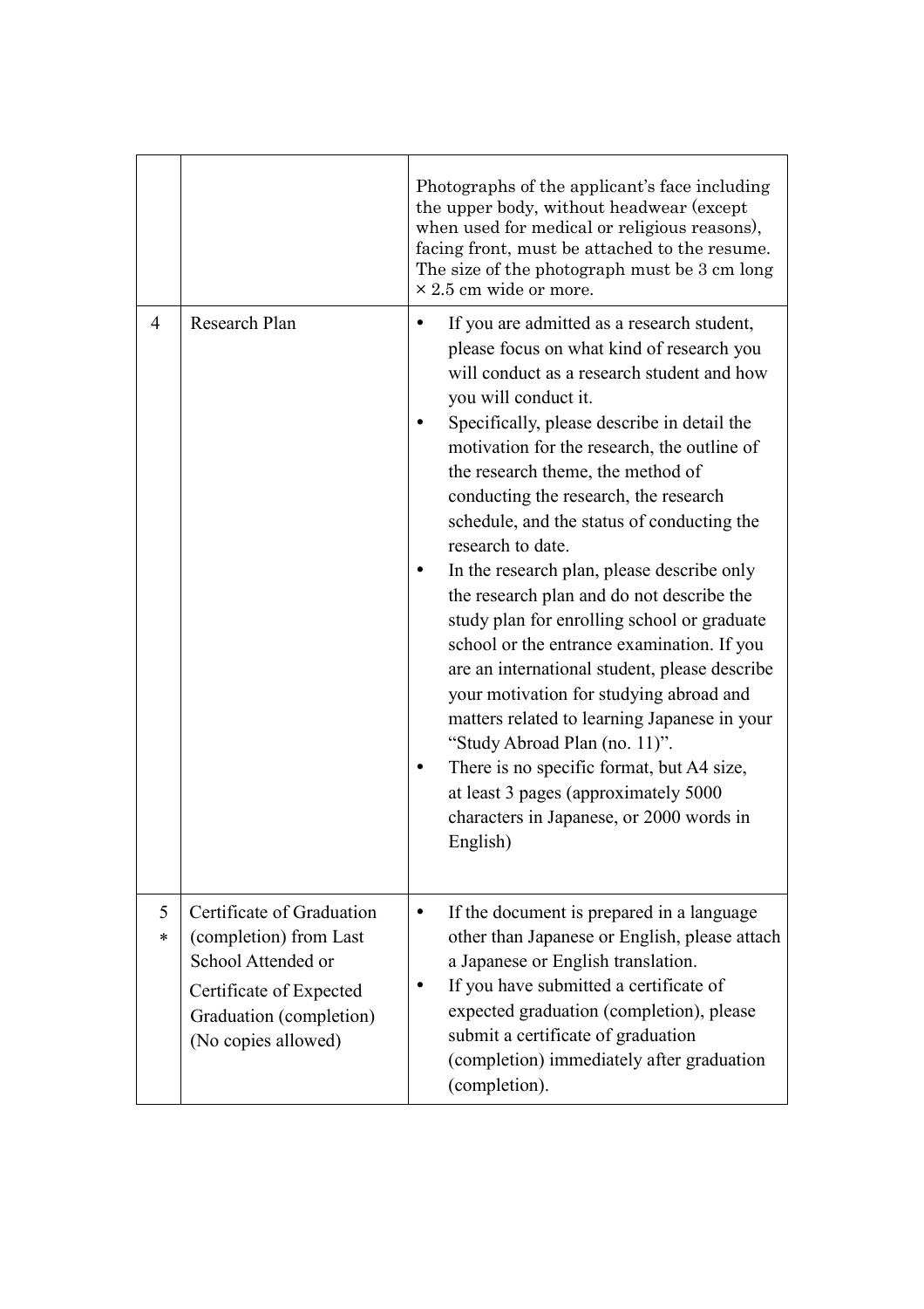| | | |
|---|---|---|
| | | Photographs of the applicant's face including the upper body, without headwear (except when used for medical or religious reasons), facing front, must be attached to the resume. The size of the photograph must be 3 cm long × 2.5 cm wide or more. |
| 4 | Research Plan | • If you are admitted as a research student, please focus on what kind of research you will conduct as a research student and how you will conduct it.<br>• Specifically, please describe in detail the motivation for the research, the outline of the research theme, the method of conducting the research, the research schedule, and the status of conducting the research to date.<br>• In the research plan, please describe only the research plan and do not describe the study plan for enrolling school or graduate school or the entrance examination. If you are an international student, please describe your motivation for studying abroad and matters related to learning Japanese in your "Study Abroad Plan (no. 11)".<br>• There is no specific format, but A4 size, at least 3 pages (approximately 5000 characters in Japanese, or 2000 words in English) |
| 5 * | Certificate of Graduation (completion) from Last School Attended or<br>Certificate of Expected Graduation (completion) (No copies allowed) | • If the document is prepared in a language other than Japanese or English, please attach a Japanese or English translation.<br>• If you have submitted a certificate of expected graduation (completion), please submit a certificate of graduation (completion) immediately after graduation (completion). |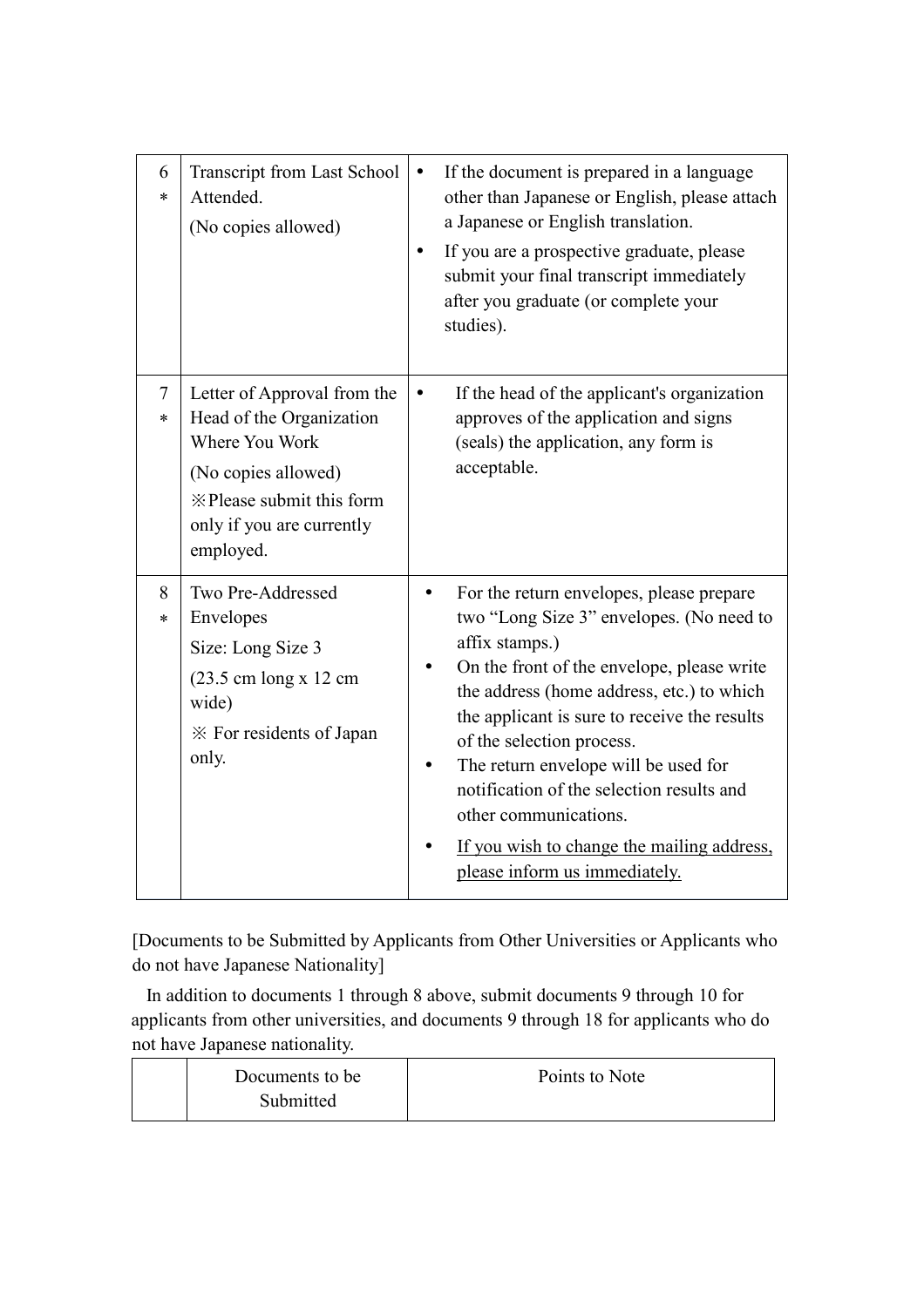| | | |
|---|---|---|
| 6 * | Transcript from Last School Attended.<br>(No copies allowed) | • If the document is prepared in a language other than Japanese or English, please attach a Japanese or English translation.<br>• If you are a prospective graduate, please submit your final transcript immediately after you graduate (or complete your studies). |
| 7 * | Letter of Approval from the Head of the Organization Where You Work<br>(No copies allowed)<br>※Please submit this form only if you are currently employed. | • If the head of the applicant's organization approves of the application and signs (seals) the application, any form is acceptable. |
| 8 * | Two Pre-Addressed Envelopes<br>Size: Long Size 3<br>(23.5 cm long x 12 cm wide)<br>※ For residents of Japan only. | • For the return envelopes, please prepare two "Long Size 3" envelopes. (No need to affix stamps.)<br>• On the front of the envelope, please write the address (home address, etc.) to which the applicant is sure to receive the results of the selection process.<br>• The return envelope will be used for notification of the selection results and other communications.<br>• <u>If you wish to change the mailing address, please inform us immediately.</u> |

[Documents to be Submitted by Applicants from Other Universities or Applicants who do not have Japanese Nationality]

In addition to documents 1 through 8 above, submit documents 9 through 10 for applicants from other universities, and documents 9 through 18 for applicants who do not have Japanese nationality.

| | Documents to be Submitted | Points to Note |
|---|---|---|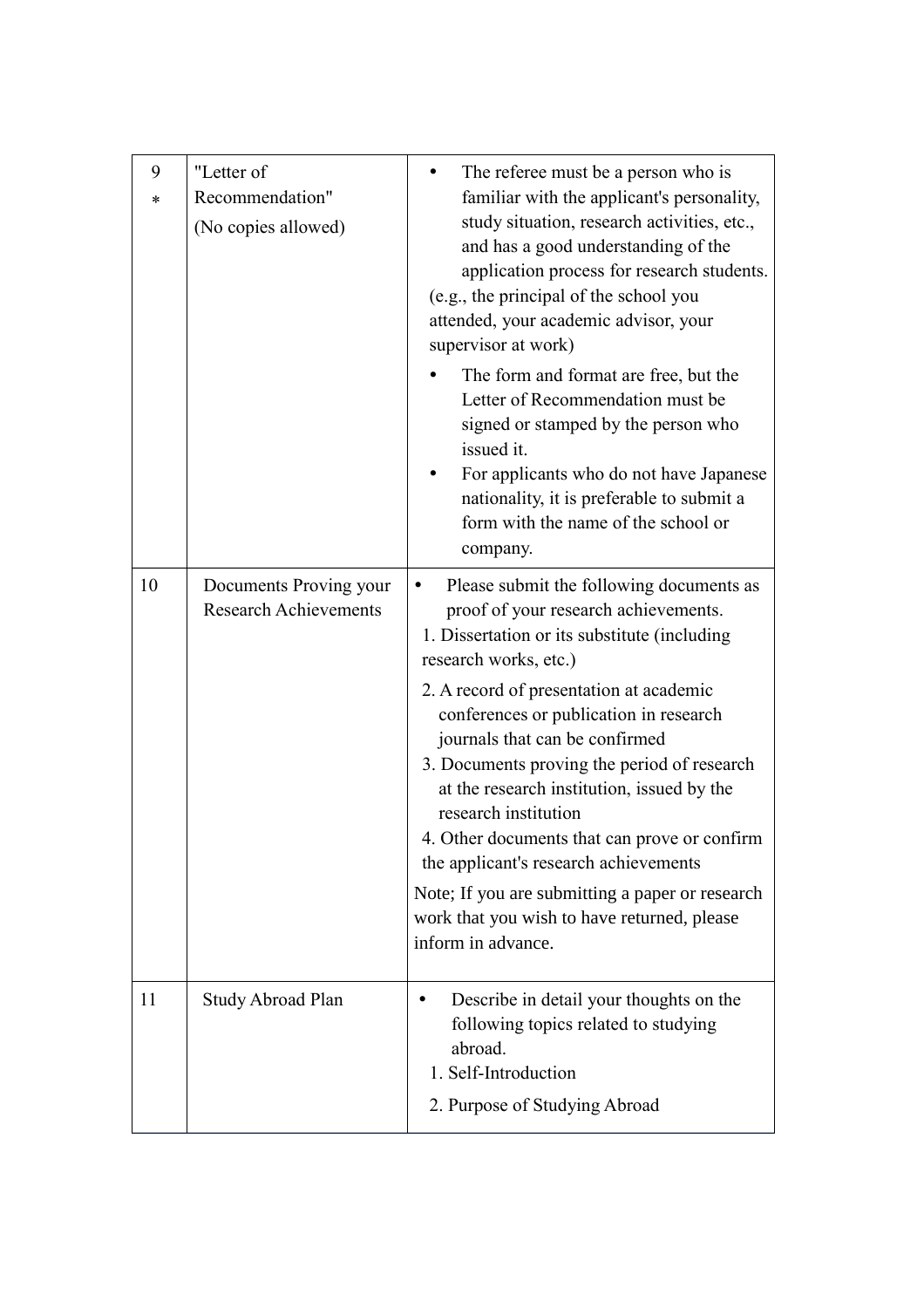| | | |
|---|---|---|
| 9 * | "Letter of Recommendation" (No copies allowed) | • The referee must be a person who is familiar with the applicant's personality, study situation, research activities, etc., and has a good understanding of the application process for research students. (e.g., the principal of the school you attended, your academic advisor, your supervisor at work)<br>• The form and format are free, but the Letter of Recommendation must be signed or stamped by the person who issued it.<br>• For applicants who do not have Japanese nationality, it is preferable to submit a form with the name of the school or company. |
| 10 | Documents Proving your Research Achievements | • Please submit the following documents as proof of your research achievements.<br>1. Dissertation or its substitute (including research works, etc.)<br>2. A record of presentation at academic conferences or publication in research journals that can be confirmed<br>3. Documents proving the period of research at the research institution, issued by the research institution<br>4. Other documents that can prove or confirm the applicant's research achievements<br>Note; If you are submitting a paper or research work that you wish to have returned, please inform in advance. |
| 11 | Study Abroad Plan | • Describe in detail your thoughts on the following topics related to studying abroad.<br>1. Self-Introduction<br>2. Purpose of Studying Abroad |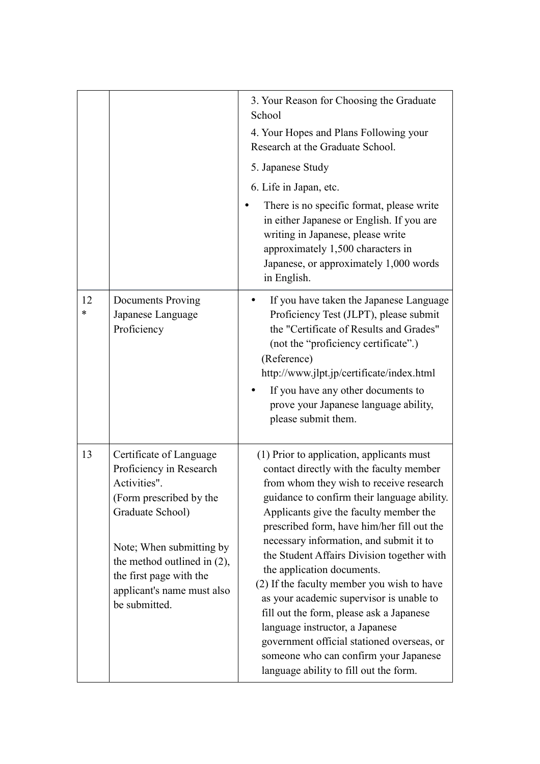|  |  |  |
|---|---|---|
|  |  | 3. Your Reason for Choosing the Graduate School<br>4. Your Hopes and Plans Following your Research at the Graduate School.<br>5. Japanese Study<br>6. Life in Japan, etc.<br>• There is no specific format, please write in either Japanese or English. If you are writing in Japanese, please write approximately 1,500 characters in Japanese, or approximately 1,000 words in English. |
| 12 * | Documents Proving Japanese Language Proficiency | • If you have taken the Japanese Language Proficiency Test (JLPT), please submit the "Certificate of Results and Grades" (not the "proficiency certificate".)<br>(Reference)<br>http://www.jlpt.jp/certificate/index.html<br>• If you have any other documents to prove your Japanese language ability, please submit them. |
| 13 | Certificate of Language Proficiency in Research Activities".<br>(Form prescribed by the Graduate School)<br><br>Note; When submitting by the method outlined in (2), the first page with the applicant's name must also be submitted. | (1) Prior to application, applicants must contact directly with the faculty member from whom they wish to receive research guidance to confirm their language ability. Applicants give the faculty member the prescribed form, have him/her fill out the necessary information, and submit it to the Student Affairs Division together with the application documents.<br>(2) If the faculty member you wish to have as your academic supervisor is unable to fill out the form, please ask a Japanese language instructor, a Japanese government official stationed overseas, or someone who can confirm your Japanese language ability to fill out the form. |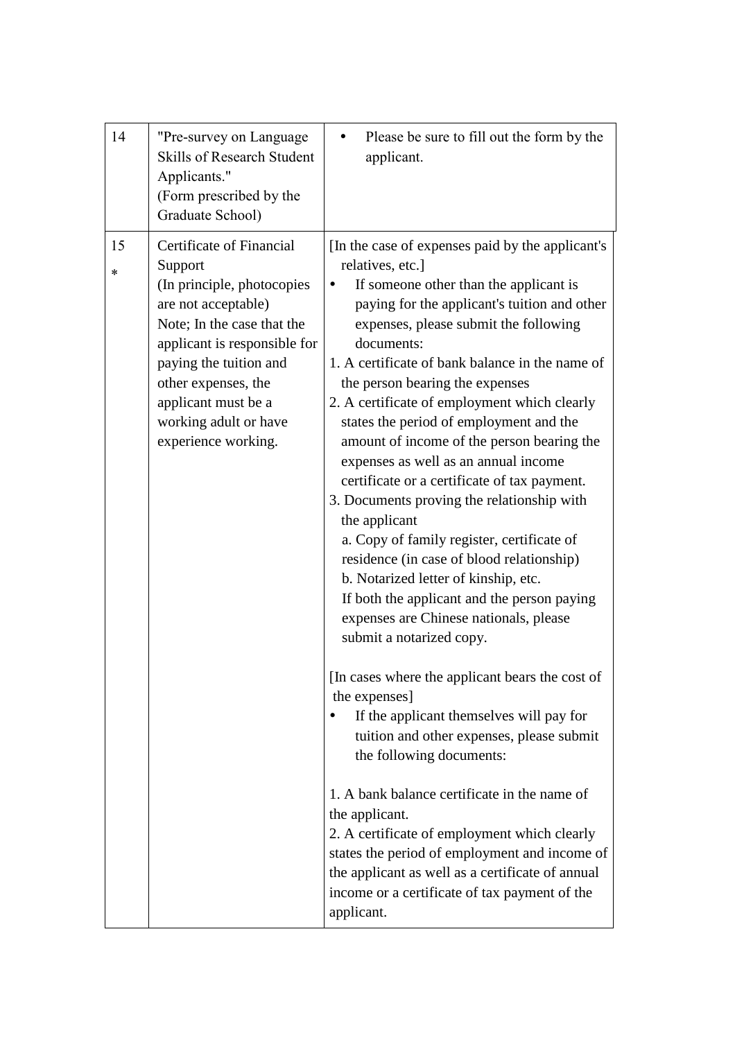| | | |
|---|---|---|
| 14 | "Pre-survey on Language Skills of Research Student Applicants."<br>(Form prescribed by the Graduate School) | • Please be sure to fill out the form by the applicant. |
| 15<br>* | Certificate of Financial Support<br>(In principle, photocopies are not acceptable)<br>Note; In the case that the applicant is responsible for paying the tuition and other expenses, the applicant must be a working adult or have experience working. | [In the case of expenses paid by the applicant's relatives, etc.]<br>• If someone other than the applicant is paying for the applicant's tuition and other expenses, please submit the following documents:<br>1. A certificate of bank balance in the name of the person bearing the expenses<br>2. A certificate of employment which clearly states the period of employment and the amount of income of the person bearing the expenses as well as an annual income certificate or a certificate of tax payment.<br>3. Documents proving the relationship with the applicant<br>a. Copy of family register, certificate of residence (in case of blood relationship)<br>b. Notarized letter of kinship, etc.<br>If both the applicant and the person paying expenses are Chinese nationals, please submit a notarized copy.<br><br>[In cases where the applicant bears the cost of the expenses]<br>• If the applicant themselves will pay for tuition and other expenses, please submit the following documents:<br><br>1. A bank balance certificate in the name of the applicant.<br>2. A certificate of employment which clearly states the period of employment and income of the applicant as well as a certificate of annual income or a certificate of tax payment of the applicant. |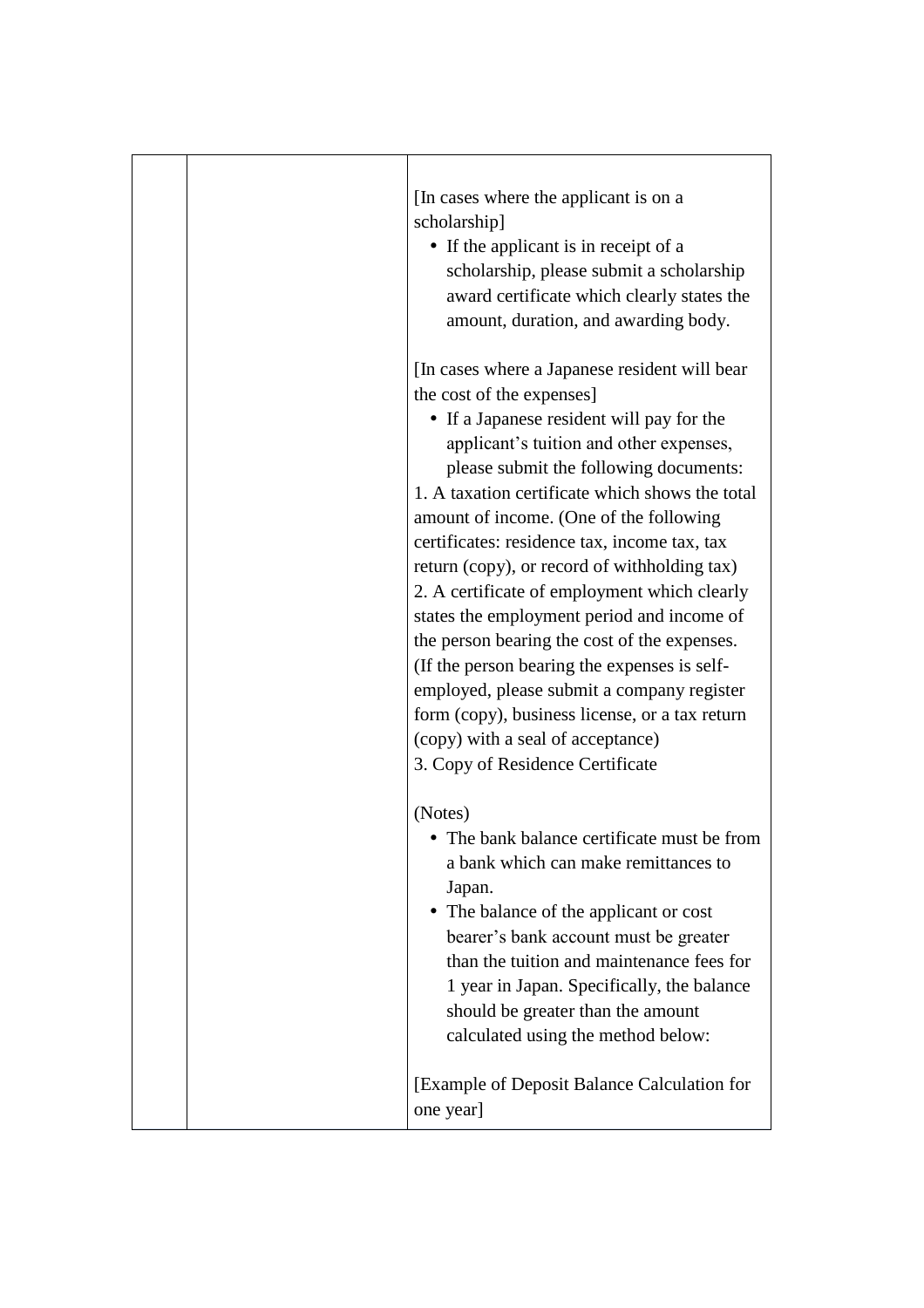|  |  | [In cases where the applicant is on a scholarship]<br>• If the applicant is in receipt of a scholarship, please submit a scholarship award certificate which clearly states the amount, duration, and awarding body.<br><br>[In cases where a Japanese resident will bear the cost of the expenses]<br>• If a Japanese resident will pay for the applicant's tuition and other expenses, please submit the following documents:<br>1. A taxation certificate which shows the total amount of income. (One of the following certificates: residence tax, income tax, tax return (copy), or record of withholding tax)<br>2. A certificate of employment which clearly states the employment period and income of the person bearing the cost of the expenses. (If the person bearing the expenses is self-employed, please submit a company register form (copy), business license, or a tax return (copy) with a seal of acceptance)<br>3. Copy of Residence Certificate<br><br>(Notes)<br>• The bank balance certificate must be from a bank which can make remittances to Japan.<br>• The balance of the applicant or cost bearer's bank account must be greater than the tuition and maintenance fees for 1 year in Japan. Specifically, the balance should be greater than the amount calculated using the method below:<br><br>[Example of Deposit Balance Calculation for one year] |
|---|---|---|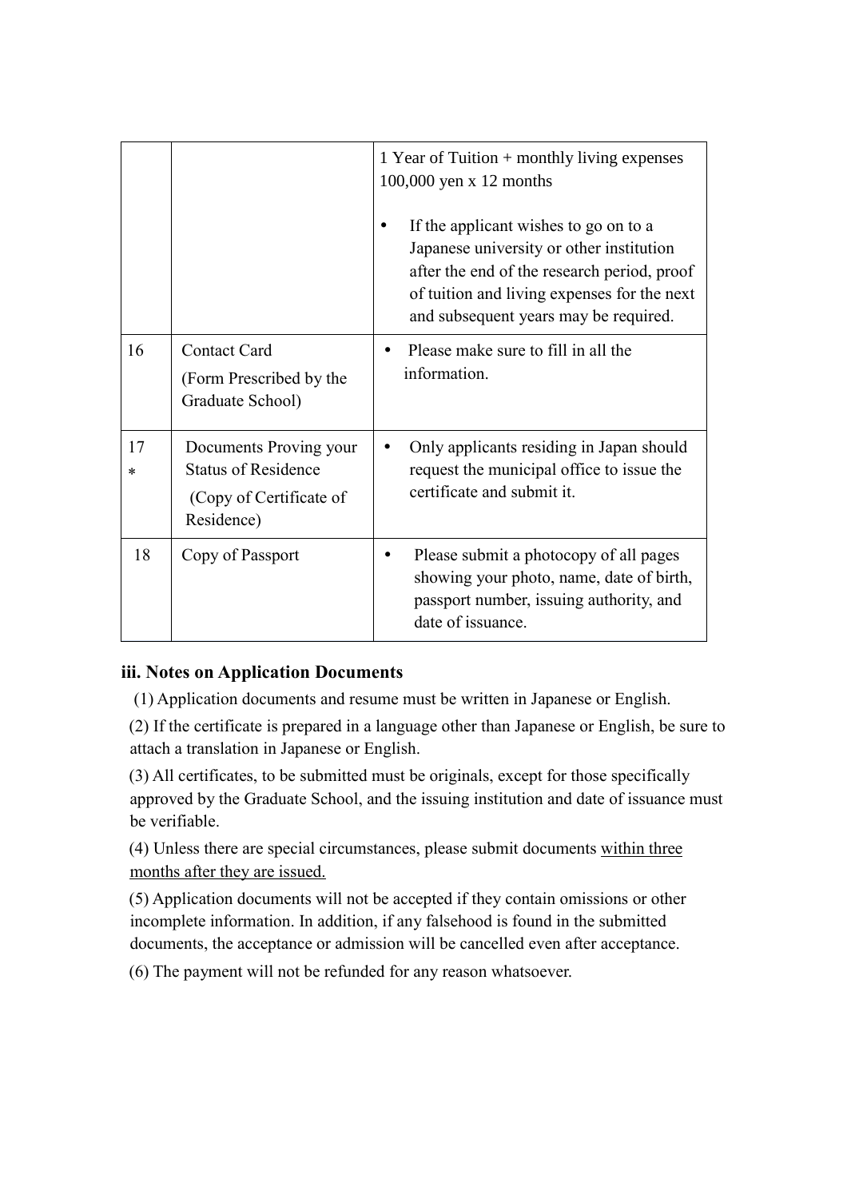| | | |
|---|---|---|
| | | 1 Year of Tuition + monthly living expenses 100,000 yen x 12 months<br><br>• If the applicant wishes to go on to a Japanese university or other institution after the end of the research period, proof of tuition and living expenses for the next and subsequent years may be required. |
| 16 | Contact Card<br>(Form Prescribed by the Graduate School) | • Please make sure to fill in all the information. |
| 17 * | Documents Proving your Status of Residence<br>(Copy of Certificate of Residence) | • Only applicants residing in Japan should request the municipal office to issue the certificate and submit it. |
| 18 | Copy of Passport | • Please submit a photocopy of all pages showing your photo, name, date of birth, passport number, issuing authority, and date of issuance. |

### iii. Notes on Application Documents

(1) Application documents and resume must be written in Japanese or English.

(2) If the certificate is prepared in a language other than Japanese or English, be sure to attach a translation in Japanese or English.

(3) All certificates, to be submitted must be originals, except for those specifically approved by the Graduate School, and the issuing institution and date of issuance must be verifiable.

(4) Unless there are special circumstances, please submit documents <u>within three months after they are issued.</u>

(5) Application documents will not be accepted if they contain omissions or other incomplete information. In addition, if any falsehood is found in the submitted documents, the acceptance or admission will be cancelled even after acceptance.

(6) The payment will not be refunded for any reason whatsoever.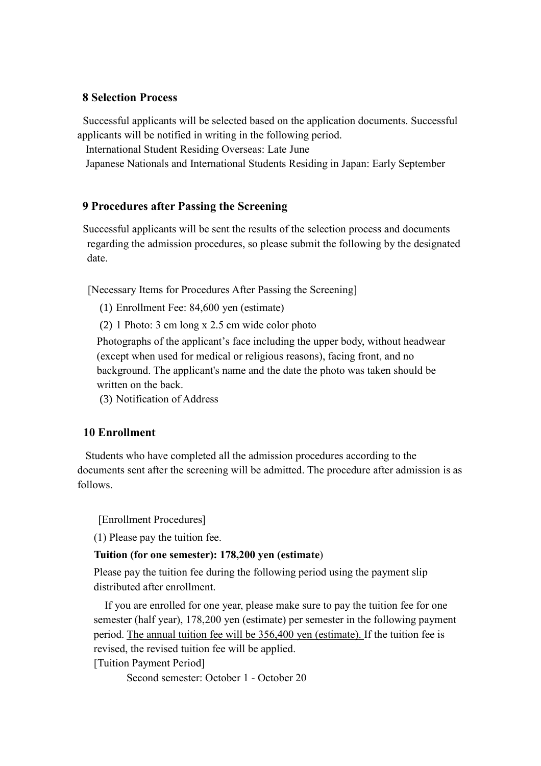## 8 Selection Process

Successful applicants will be selected based on the application documents. Successful applicants will be notified in writing in the following period.

International Student Residing Overseas: Late June

Japanese Nationals and International Students Residing in Japan: Early September

## 9 Procedures after Passing the Screening

Successful applicants will be sent the results of the selection process and documents regarding the admission procedures, so please submit the following by the designated date.

[Necessary Items for Procedures After Passing the Screening]

(1) Enrollment Fee: 84,600 yen (estimate)

(2) 1 Photo: 3 cm long x 2.5 cm wide color photo

Photographs of the applicant's face including the upper body, without headwear (except when used for medical or religious reasons), facing front, and no background. The applicant's name and the date the photo was taken should be written on the back.

(3) Notification of Address

## 10 Enrollment

Students who have completed all the admission procedures according to the documents sent after the screening will be admitted. The procedure after admission is as follows.

[Enrollment Procedures]

(1) Please pay the tuition fee.

**Tuition (for one semester): 178,200 yen (estimate)**

Please pay the tuition fee during the following period using the payment slip distributed after enrollment.

If you are enrolled for one year, please make sure to pay the tuition fee for one semester (half year), 178,200 yen (estimate) per semester in the following payment period. <u>The annual tuition fee will be 356,400 yen (estimate).</u> If the tuition fee is revised, the revised tuition fee will be applied.

[Tuition Payment Period]

Second semester: October 1 - October 20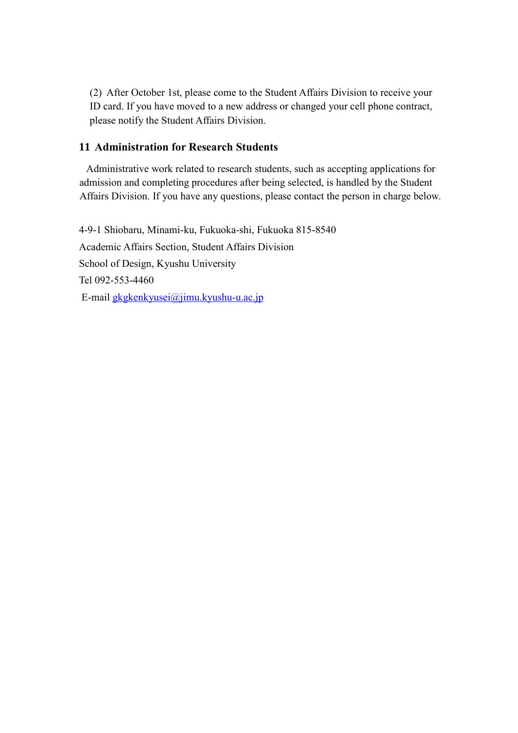(2) After October 1st, please come to the Student Affairs Division to receive your ID card. If you have moved to a new address or changed your cell phone contract, please notify the Student Affairs Division.

## 11 Administration for Research Students

Administrative work related to research students, such as accepting applications for admission and completing procedures after being selected, is handled by the Student Affairs Division. If you have any questions, please contact the person in charge below.

4-9-1 Shiobaru, Minami-ku, Fukuoka-shi, Fukuoka 815-8540
Academic Affairs Section, Student Affairs Division
School of Design, Kyushu University
Tel 092-553-4460
E-mail gkgkenkyusei@jimu.kyushu-u.ac.jp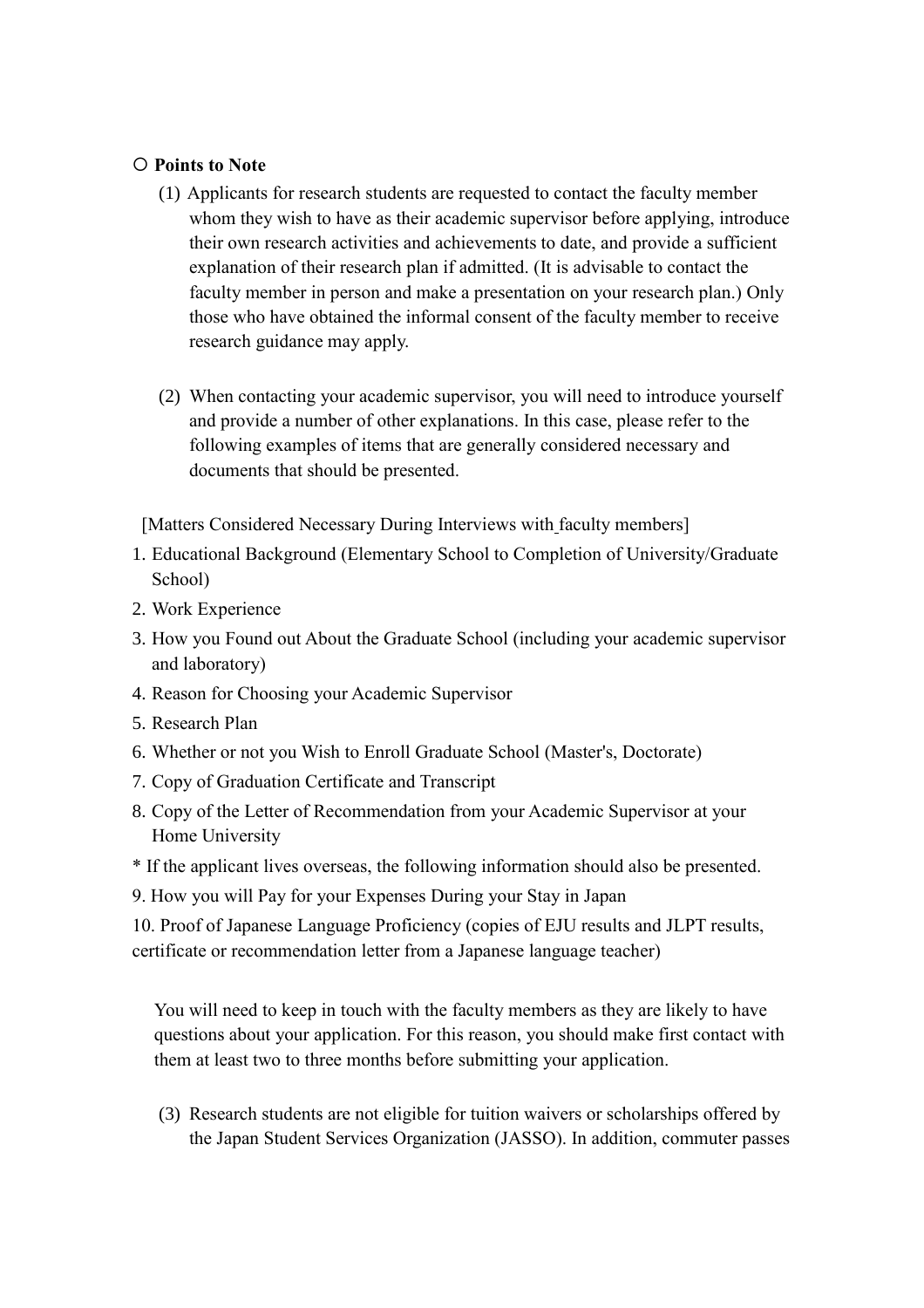○ **Points to Note**

(1) Applicants for research students are requested to contact the faculty member whom they wish to have as their academic supervisor before applying, introduce their own research activities and achievements to date, and provide a sufficient explanation of their research plan if admitted. (It is advisable to contact the faculty member in person and make a presentation on your research plan.) Only those who have obtained the informal consent of the faculty member to receive research guidance may apply.

(2) When contacting your academic supervisor, you will need to introduce yourself and provide a number of other explanations. In this case, please refer to the following examples of items that are generally considered necessary and documents that should be presented.

[Matters Considered Necessary During Interviews with faculty members]

1. Educational Background (Elementary School to Completion of University/Graduate School)
2. Work Experience
3. How you Found out About the Graduate School (including your academic supervisor and laboratory)
4. Reason for Choosing your Academic Supervisor
5. Research Plan
6. Whether or not you Wish to Enroll Graduate School (Master's, Doctorate)
7. Copy of Graduation Certificate and Transcript
8. Copy of the Letter of Recommendation from your Academic Supervisor at your Home University

* If the applicant lives overseas, the following information should also be presented.

9. How you will Pay for your Expenses During your Stay in Japan
10. Proof of Japanese Language Proficiency (copies of EJU results and JLPT results, certificate or recommendation letter from a Japanese language teacher)

You will need to keep in touch with the faculty members as they are likely to have questions about your application. For this reason, you should make first contact with them at least two to three months before submitting your application.

(3) Research students are not eligible for tuition waivers or scholarships offered by the Japan Student Services Organization (JASSO). In addition, commuter passes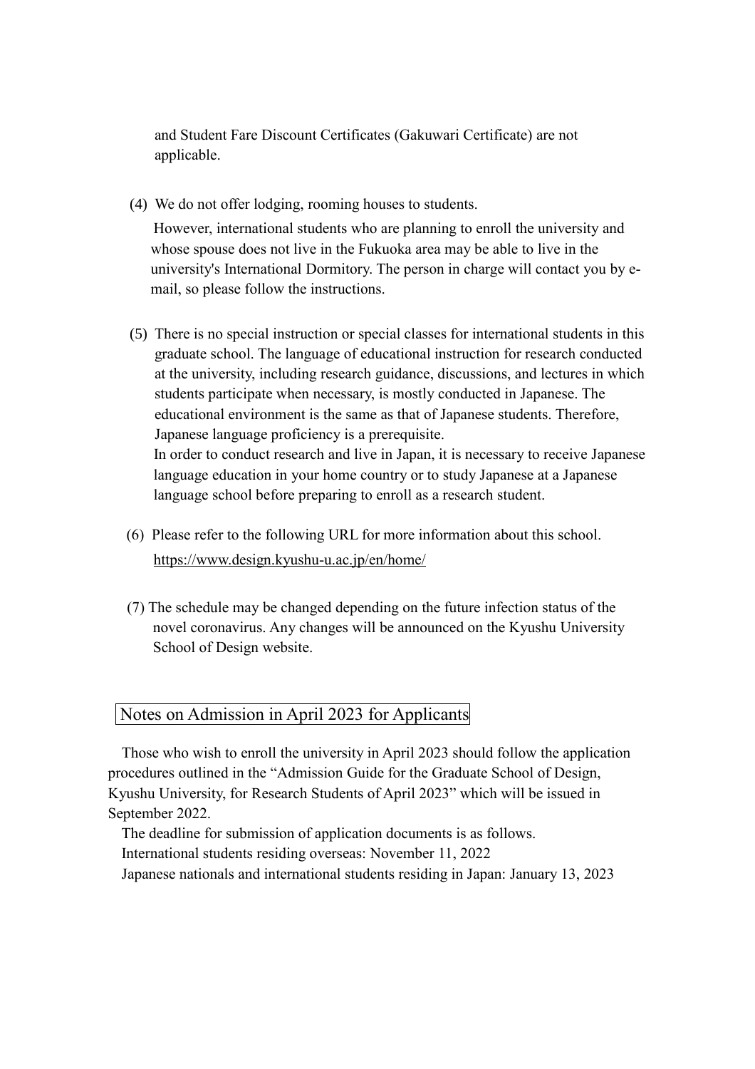and Student Fare Discount Certificates (Gakuwari Certificate) are not applicable.

(4) We do not offer lodging, rooming houses to students.
However, international students who are planning to enroll the university and whose spouse does not live in the Fukuoka area may be able to live in the university's International Dormitory. The person in charge will contact you by e-mail, so please follow the instructions.

(5) There is no special instruction or special classes for international students in this graduate school. The language of educational instruction for research conducted at the university, including research guidance, discussions, and lectures in which students participate when necessary, is mostly conducted in Japanese. The educational environment is the same as that of Japanese students. Therefore, Japanese language proficiency is a prerequisite.
In order to conduct research and live in Japan, it is necessary to receive Japanese language education in your home country or to study Japanese at a Japanese language school before preparing to enroll as a research student.

(6) Please refer to the following URL for more information about this school.
https://www.design.kyushu-u.ac.jp/en/home/

(7) The schedule may be changed depending on the future infection status of the novel coronavirus. Any changes will be announced on the Kyushu University School of Design website.

## Notes on Admission in April 2023 for Applicants

Those who wish to enroll the university in April 2023 should follow the application procedures outlined in the "Admission Guide for the Graduate School of Design, Kyushu University, for Research Students of April 2023" which will be issued in September 2022.

The deadline for submission of application documents is as follows.

International students residing overseas: November 11, 2022

Japanese nationals and international students residing in Japan: January 13, 2023